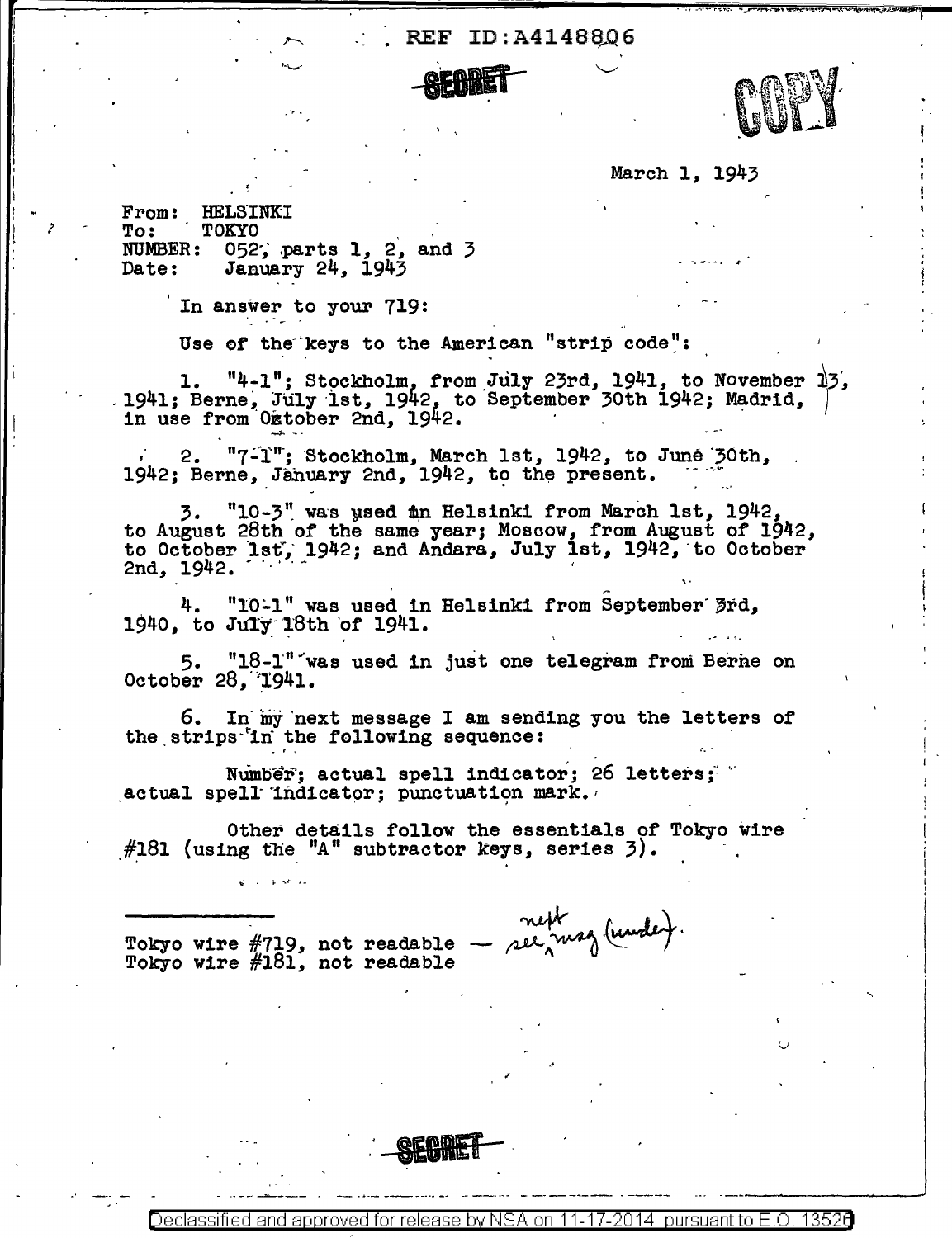REF ID:A4148806

SECRET

COPY

March 1, 1943

From: HELSINKI
To: TOKYO
NUMBER: 052, parts 1, 2, and 3
Date: January 24, 1943

In answer to your 719:

Use of the keys to the American "strip code":

1. "4-1"; Stockholm, from July 23rd, 1941, to November 13, 1941; Berne, July 1st, 1942, to September 30th 1942; Madrid, in use from October 2nd, 1942.

2. "7-1"; Stockholm, March 1st, 1942, to June 30th, 1942; Berne, January 2nd, 1942, to the present.

3. "10-3" was used in Helsinki from March 1st, 1942, to August 28th of the same year; Moscow, from August of 1942, to October 1st, 1942; and Andara, July 1st, 1942, to October 2nd, 1942.

4. "10-1" was used in Helsinki from September 3rd, 1940, to July 18th of 1941.

5. "18-1" was used in just one telegram from Berne on October 28, 1941.

6. In my next message I am sending you the letters of the strips in the following sequence:

Number; actual spell indicator; 26 letters; actual spell indicator; punctuation mark.

Other details follow the essentials of Tokyo wire #181 (using the "A" subtractor keys, series 3).

---

Tokyo wire #719, not readable — see next msg (under).
Tokyo wire #181, not readable

SECRET

Declassified and approved for release by NSA on 11-17-2014 pursuant to E.O. 13526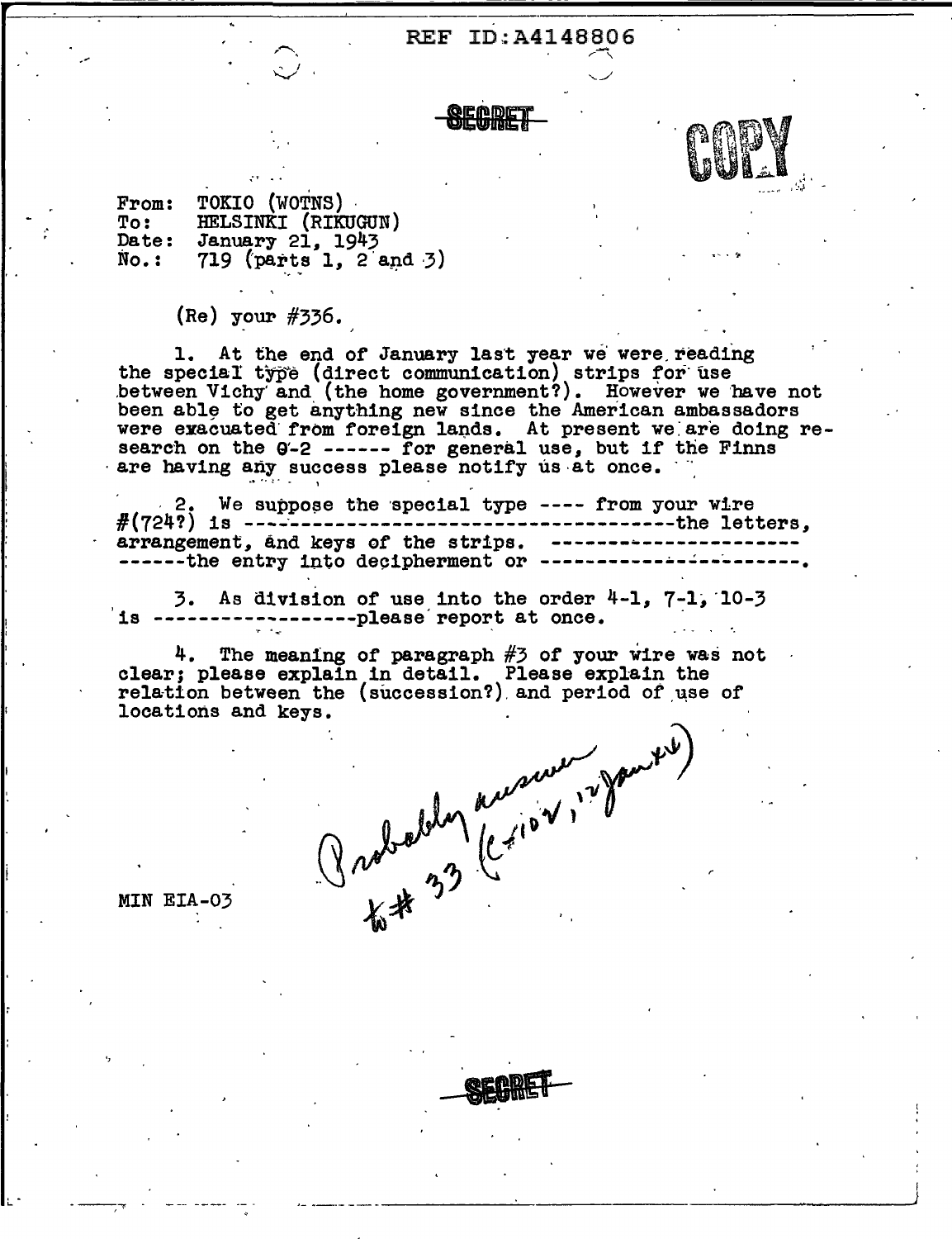REF ID:A4148806

~~SECRET~~

COPY

From: TOKIO (WOTNS)
To: HELSINKI (RIKUGUN)
Date: January 21, 1943
No.: 719 (parts 1, 2 and 3)

(Re) your #336.

1. At the end of January last year we were reading the special type (direct communication) strips for use between Vichy and (the home government?). However we have not been able to get anything new since the American ambassadors were evacuated from foreign lands. At present we are doing research on the 0-2 ------ for general use, but if the Finns are having any success please notify us at once.

2. We suppose the special type ---- from your wire #(724?) is -------------------------------------the letters, arrangement, and keys of the strips. ---------------------- ------the entry into decipherment or ----------------------.

3. As division of use into the order 4-1, 7-1, 10-3 is -----------------please report at once.

4. The meaning of paragraph #3 of your wire was not clear; please explain in detail. Please explain the relation between the (succession?) and period of use of locations and keys.

Probably answer to # 33 (C#102, 12 Jan 43)

MIN EIA-03

~~SECRET~~